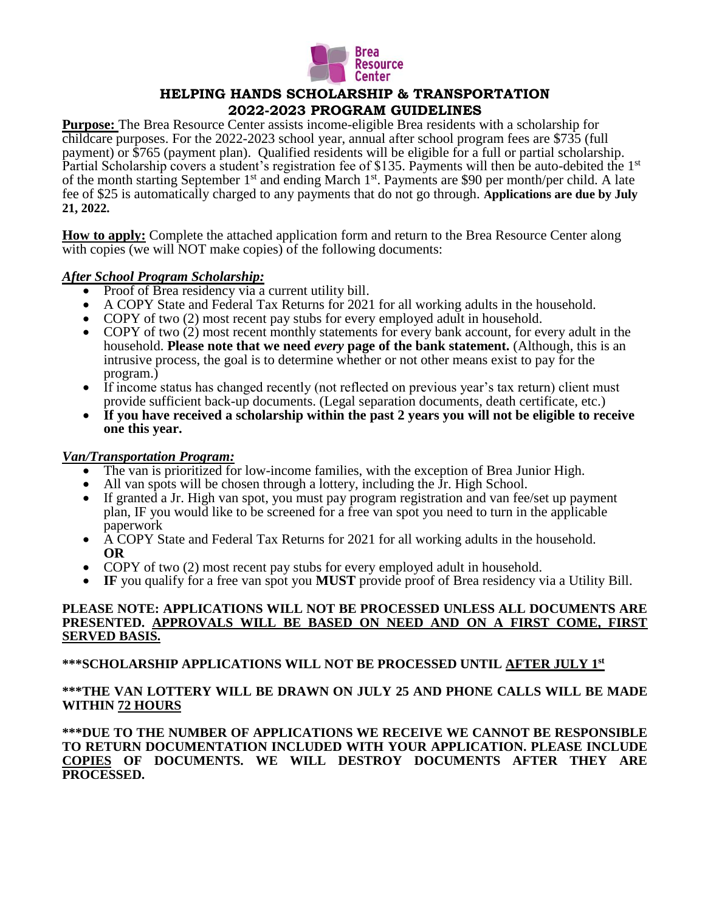Brea Resource Center

# HELPING HANDS SCHOLARSHIP & TRANSPORTATION
## 2022-2023 PROGRAM GUIDELINES

**Purpose:** The Brea Resource Center assists income-eligible Brea residents with a scholarship for childcare purposes. For the 2022-2023 school year, annual after school program fees are $735 (full payment) or $765 (payment plan). Qualified residents will be eligible for a full or partial scholarship. Partial Scholarship covers a student's registration fee of $135. Payments will then be auto-debited the 1st of the month starting September 1st and ending March 1st. Payments are $90 per month/per child. A late fee of $25 is automatically charged to any payments that do not go through. **Applications are due by July 21, 2022.**

**How to apply:** Complete the attached application form and return to the Brea Resource Center along with copies (we will NOT make copies) of the following documents:

***After School Program Scholarship:***

- Proof of Brea residency via a current utility bill.
- A COPY State and Federal Tax Returns for 2021 for all working adults in the household.
- COPY of two (2) most recent pay stubs for every employed adult in household.
- COPY of two (2) most recent monthly statements for every bank account, for every adult in the household. **Please note that we need *every* page of the bank statement.** (Although, this is an intrusive process, the goal is to determine whether or not other means exist to pay for the program.)
- If income status has changed recently (not reflected on previous year's tax return) client must provide sufficient back-up documents. (Legal separation documents, death certificate, etc.)
- **If you have received a scholarship within the past 2 years you will not be eligible to receive one this year.**

***Van/Transportation Program:***

- The van is prioritized for low-income families, with the exception of Brea Junior High.
- All van spots will be chosen through a lottery, including the Jr. High School.
- If granted a Jr. High van spot, you must pay program registration and van fee/set up payment plan, IF you would like to be screened for a free van spot you need to turn in the applicable paperwork
- A COPY State and Federal Tax Returns for 2021 for all working adults in the household. **OR**
- COPY of two (2) most recent pay stubs for every employed adult in household.
- **IF** you qualify for a free van spot you **MUST** provide proof of Brea residency via a Utility Bill.

**PLEASE NOTE: APPLICATIONS WILL NOT BE PROCESSED UNLESS ALL DOCUMENTS ARE PRESENTED. APPROVALS WILL BE BASED ON NEED AND ON A FIRST COME, FIRST SERVED BASIS.**

**\*\*\*SCHOLARSHIP APPLICATIONS WILL NOT BE PROCESSED UNTIL AFTER JULY 1st**

**\*\*\*THE VAN LOTTERY WILL BE DRAWN ON JULY 25 AND PHONE CALLS WILL BE MADE WITHIN 72 HOURS**

**\*\*\*DUE TO THE NUMBER OF APPLICATIONS WE RECEIVE WE CANNOT BE RESPONSIBLE TO RETURN DOCUMENTATION INCLUDED WITH YOUR APPLICATION. PLEASE INCLUDE COPIES OF DOCUMENTS. WE WILL DESTROY DOCUMENTS AFTER THEY ARE PROCESSED.**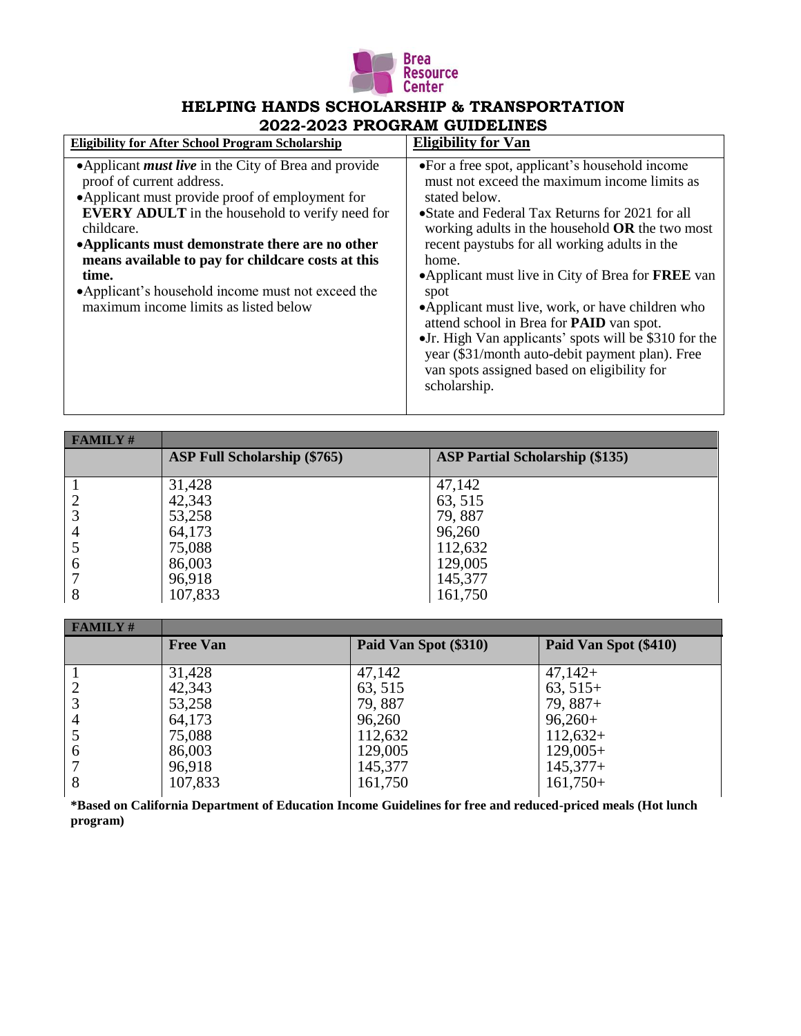Brea Resource Center

# HELPING HANDS SCHOLARSHIP & TRANSPORTATION
## 2022-2023 PROGRAM GUIDELINES

| **Eligibility for After School Program Scholarship** | **Eligibility for Van** |
|---|---|
| • Applicant ***must live*** in the City of Brea and provide proof of current address.<br>• Applicant must provide proof of employment for **EVERY ADULT** in the household to verify need for childcare.<br>• **Applicants must demonstrate there are no other means available to pay for childcare costs at this time.**<br>• Applicant's household income must not exceed the maximum income limits as listed below | • For a free spot, applicant's household income must not exceed the maximum income limits as stated below.<br>• State and Federal Tax Returns for 2021 for all working adults in the household **OR** the two most recent paystubs for all working adults in the home.<br>• Applicant must live in City of Brea for **FREE** van spot<br>• Applicant must live, work, or have children who attend school in Brea for **PAID** van spot.<br>• Jr. High Van applicants' spots will be $310 for the year ($31/month auto-debit payment plan). Free van spots assigned based on eligibility for scholarship. |

| **FAMILY #** | **ASP Full Scholarship ($765)** | **ASP Partial Scholarship ($135)** |
|---|---|---|
| 1 | 31,428 | 47,142 |
| 2 | 42,343 | 63, 515 |
| 3 | 53,258 | 79, 887 |
| 4 | 64,173 | 96,260 |
| 5 | 75,088 | 112,632 |
| 6 | 86,003 | 129,005 |
| 7 | 96,918 | 145,377 |
| 8 | 107,833 | 161,750 |

| **FAMILY #** | **Free Van** | **Paid Van Spot ($310)** | **Paid Van Spot ($410)** |
|---|---|---|---|
| 1 | 31,428 | 47,142 | 47,142+ |
| 2 | 42,343 | 63, 515 | 63, 515+ |
| 3 | 53,258 | 79, 887 | 79, 887+ |
| 4 | 64,173 | 96,260 | 96,260+ |
| 5 | 75,088 | 112,632 | 112,632+ |
| 6 | 86,003 | 129,005 | 129,005+ |
| 7 | 96,918 | 145,377 | 145,377+ |
| 8 | 107,833 | 161,750 | 161,750+ |

**\*Based on California Department of Education Income Guidelines for free and reduced-priced meals (Hot lunch program)**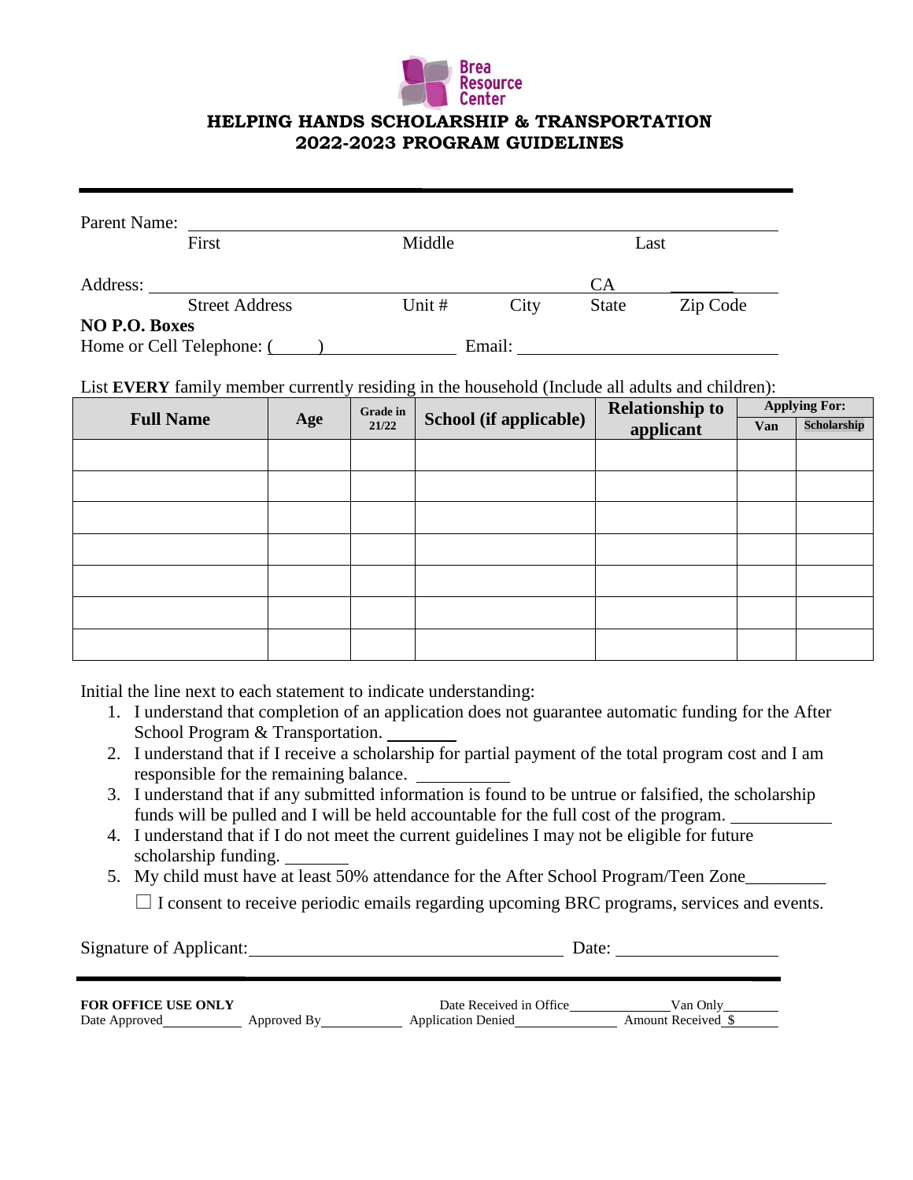Brea Resource Center

# HELPING HANDS SCHOLARSHIP & TRANSPORTATION
## 2022-2023 PROGRAM GUIDELINES

Parent Name: ______________________________________________
First Middle Last

Address: ______________________________________ CA ________
Street Address Unit # City State Zip Code

**NO P.O. Boxes**

Home or Cell Telephone: (_____) _______________ Email: ____________________________

List **EVERY** family member currently residing in the household (Include all adults and children):

| Full Name | Age | Grade in 21/22 | School (if applicable) | Relationship to applicant | Applying For: | |
|---|---|---|---|---|---|---|
| | | | | | Van | Scholarship |
| | | | | | | |
| | | | | | | |
| | | | | | | |
| | | | | | | |
| | | | | | | |
| | | | | | | |
| | | | | | | |

Initial the line next to each statement to indicate understanding:

1. I understand that completion of an application does not guarantee automatic funding for the After School Program & Transportation. ________
2. I understand that if I receive a scholarship for partial payment of the total program cost and I am responsible for the remaining balance. ___________
3. I understand that if any submitted information is found to be untrue or falsified, the scholarship funds will be pulled and I will be held accountable for the full cost of the program. ____________
4. I understand that if I do not meet the current guidelines I may not be eligible for future scholarship funding. ________
5. My child must have at least 50% attendance for the After School Program/Teen Zone_________

☐ I consent to receive periodic emails regarding upcoming BRC programs, services and events.

Signature of Applicant:____________________________________ Date: __________________

**FOR OFFICE USE ONLY** Date Received in Office______________Van Only________
Date Approved___________ Approved By___________ Application Denied______________ Amount Received $_______